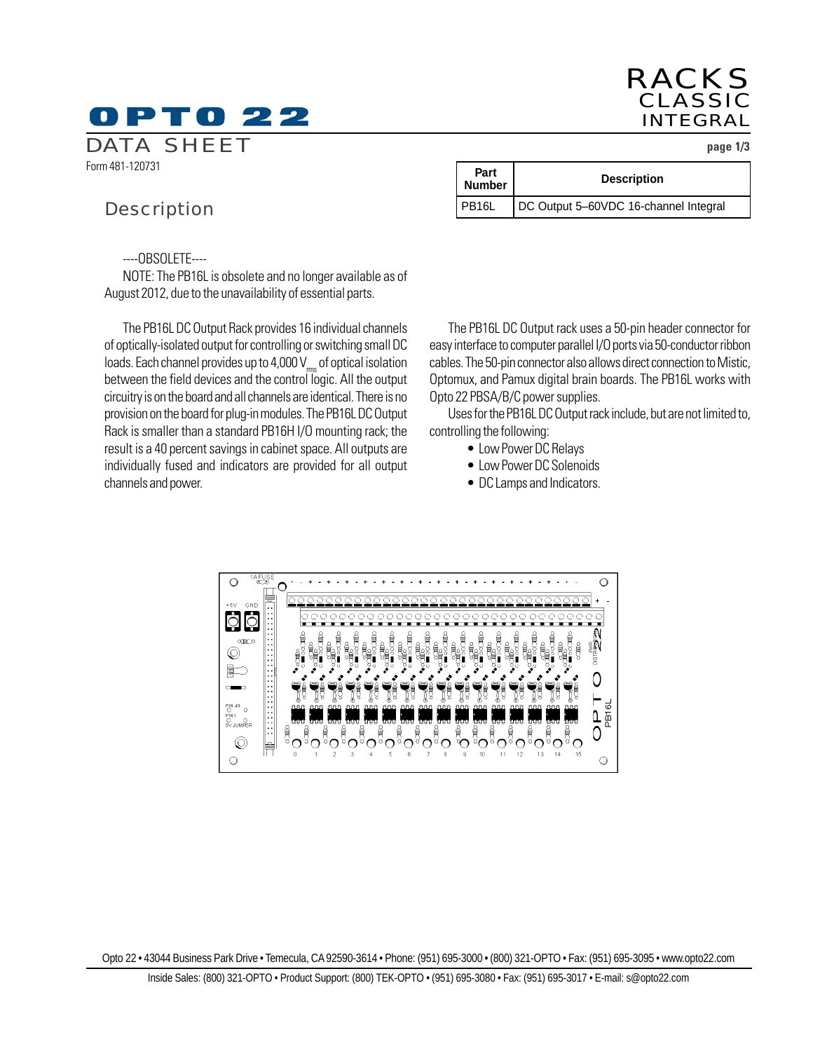# OPTO 22

DATA SHEET

Form 481-120731

RACKS
CLASSIC
INTEGRAL

| Part Number | Description |
|---|---|
| PB16L | DC Output 5–60VDC 16-channel Integral |

## Description

----OBSOLETE----

NOTE: The PB16L is obsolete and no longer available as of August 2012, due to the unavailability of essential parts.

The PB16L DC Output Rack provides 16 individual channels of optically-isolated output for controlling or switching small DC loads. Each channel provides up to 4,000 $V_{rms}$ of optical isolation between the field devices and the control logic. All the output circuitry is on the board and all channels are identical. There is no provision on the board for plug-in modules. The PB16L DC Output Rack is smaller than a standard PB16H I/O mounting rack; the result is a 40 percent savings in cabinet space. All outputs are individually fused and indicators are provided for all output channels and power.

The PB16L DC Output rack uses a 50-pin header connector for easy interface to computer parallel I/O ports via 50-conductor ribbon cables. The 50-pin connector also allows direct connection to Mistic, Optomux, and Pamux digital brain boards. The PB16L works with Opto 22 PBSA/B/C power supplies.

Uses for the PB16L DC Output rack include, but are not limited to, controlling the following:

- Low Power DC Relays
- Low Power DC Solenoids
- DC Lamps and Indicators.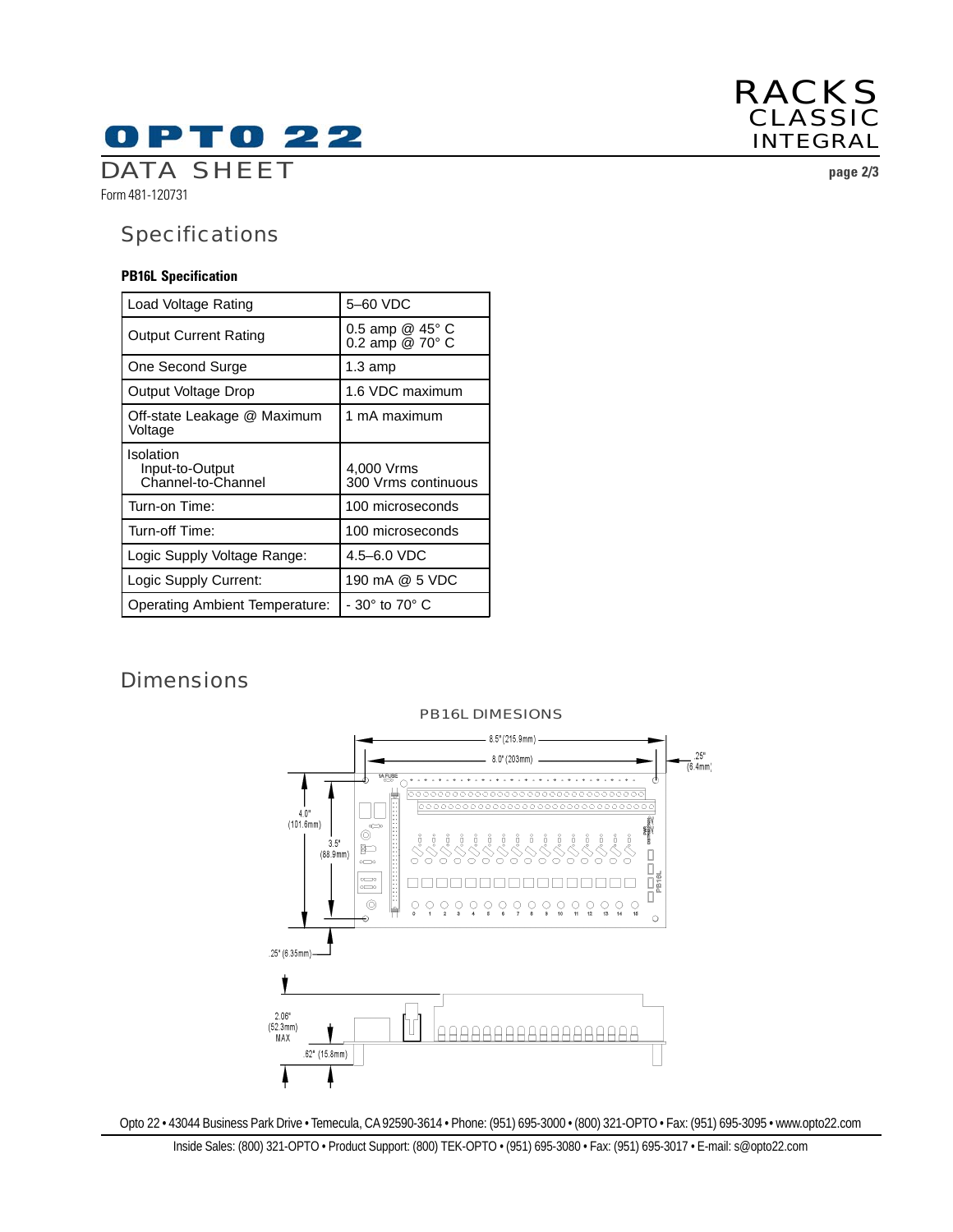## Specifications

**PB16L Specification**

| Load Voltage Rating | 5–60 VDC |
|---|---|
| Output Current Rating | 0.5 amp @ 45° C<br>0.2 amp @ 70° C |
| One Second Surge | 1.3 amp |
| Output Voltage Drop | 1.6 VDC maximum |
| Off-state Leakage @ Maximum Voltage | 1 mA maximum |
| Isolation<br>Input-to-Output<br>Channel-to-Channel | <br>4,000 Vrms<br>300 Vrms continuous |
| Turn-on Time: | 100 microseconds |
| Turn-off Time: | 100 microseconds |
| Logic Supply Voltage Range: | 4.5–6.0 VDC |
| Logic Supply Current: | 190 mA @ 5 VDC |
| Operating Ambient Temperature: | - 30° to 70° C |

## Dimensions

PB16L DIMESIONS

8.5" (215.9mm)
8.0" (203mm)
.25" (6.4mm)
4.0" (101.6mm)
3.5" (88.9mm)
.25" (6.35mm)
2.06" (52.3mm) MAX
.62" (15.8mm)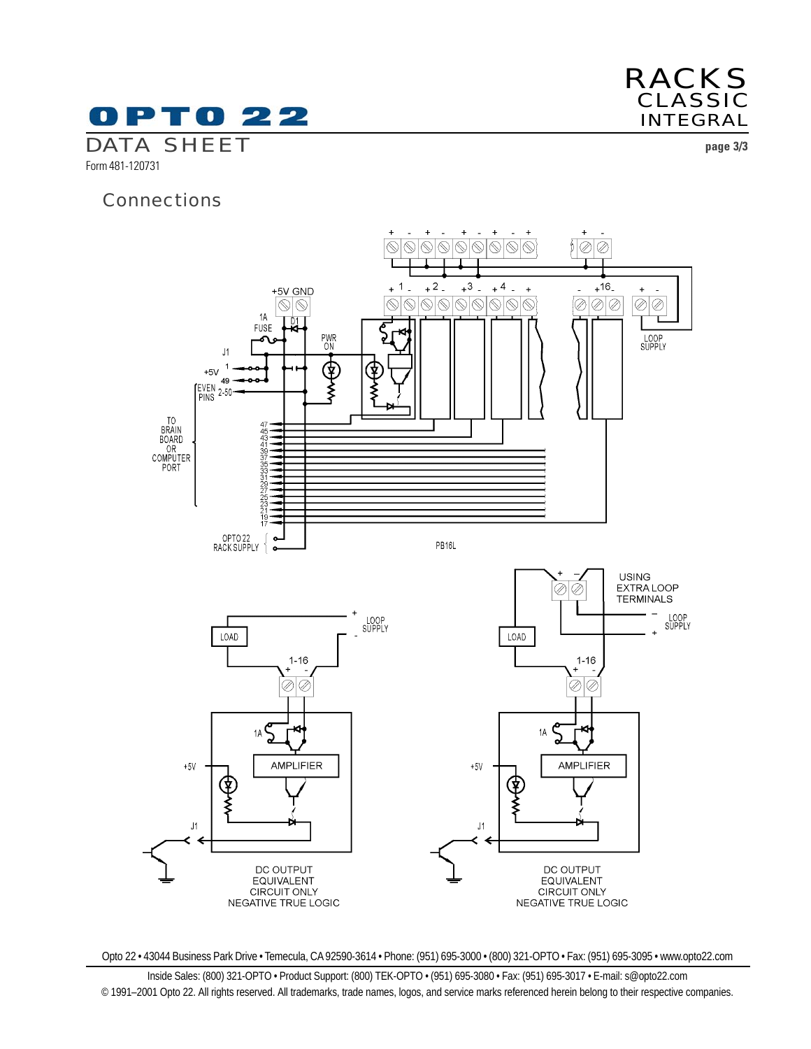## Connections

+5V GND

1A FUSE

D1

PWR ON

J1

+5V 1

49

EVEN PINS 2-50

TO BRAIN BOARD OR COMPUTER PORT

47 45 43 41 39 37 35 33 31 29 27 25 23 21 19 17

OPTO 22 RACK SUPPLY

PB16L

LOOP SUPPLY

USING EXTRA LOOP TERMINALS

LOAD

1-16

1A

AMPLIFIER

+5V

J1

DC OUTPUT EQUIVALENT CIRCUIT ONLY NEGATIVE TRUE LOGIC

DC OUTPUT EQUIVALENT CIRCUIT ONLY NEGATIVE TRUE LOGIC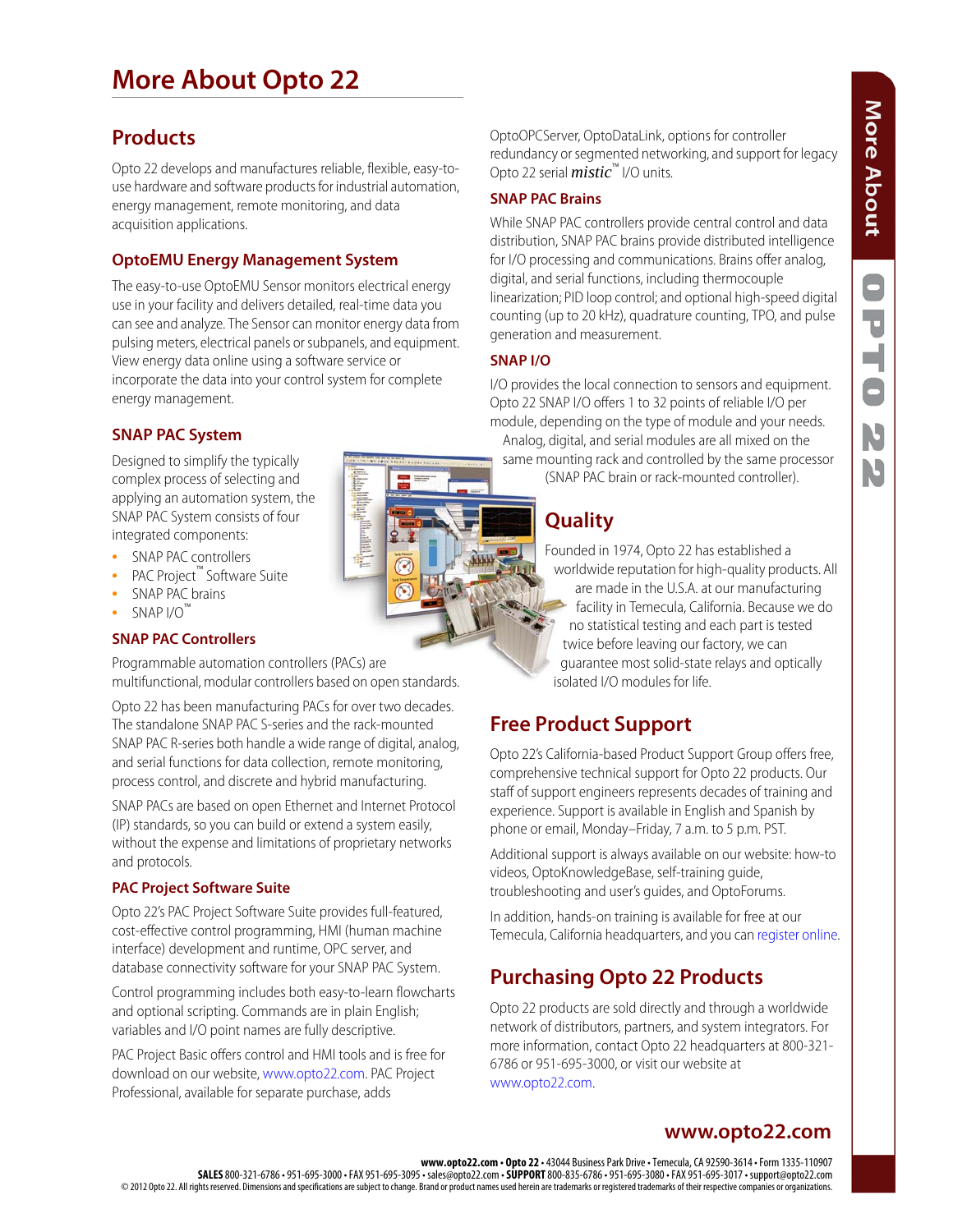# More About Opto 22

## Products

Opto 22 develops and manufactures reliable, flexible, easy-to-use hardware and software products for industrial automation, energy management, remote monitoring, and data acquisition applications.

### OptoEMU Energy Management System

The easy-to-use OptoEMU Sensor monitors electrical energy use in your facility and delivers detailed, real-time data you can see and analyze. The Sensor can monitor energy data from pulsing meters, electrical panels or subpanels, and equipment. View energy data online using a software service or incorporate the data into your control system for complete energy management.

### SNAP PAC System

Designed to simplify the typically complex process of selecting and applying an automation system, the SNAP PAC System consists of four integrated components:

- SNAP PAC controllers
- PAC Project™ Software Suite
- SNAP PAC brains
- SNAP I/O™

### SNAP PAC Controllers

Programmable automation controllers (PACs) are multifunctional, modular controllers based on open standards.

Opto 22 has been manufacturing PACs for over two decades. The standalone SNAP PAC S-series and the rack-mounted SNAP PAC R-series both handle a wide range of digital, analog, and serial functions for data collection, remote monitoring, process control, and discrete and hybrid manufacturing.

SNAP PACs are based on open Ethernet and Internet Protocol (IP) standards, so you can build or extend a system easily, without the expense and limitations of proprietary networks and protocols.

### PAC Project Software Suite

Opto 22's PAC Project Software Suite provides full-featured, cost-effective control programming, HMI (human machine interface) development and runtime, OPC server, and database connectivity software for your SNAP PAC System.

Control programming includes both easy-to-learn flowcharts and optional scripting. Commands are in plain English; variables and I/O point names are fully descriptive.

PAC Project Basic offers control and HMI tools and is free for download on our website, www.opto22.com. PAC Project Professional, available for separate purchase, adds OptoOPCServer, OptoDataLink, options for controller redundancy or segmented networking, and support for legacy Opto 22 serial *mistic*™ I/O units.

### SNAP PAC Brains

While SNAP PAC controllers provide central control and data distribution, SNAP PAC brains provide distributed intelligence for I/O processing and communications. Brains offer analog, digital, and serial functions, including thermocouple linearization; PID loop control; and optional high-speed digital counting (up to 20 kHz), quadrature counting, TPO, and pulse generation and measurement.

### SNAP I/O

I/O provides the local connection to sensors and equipment. Opto 22 SNAP I/O offers 1 to 32 points of reliable I/O per module, depending on the type of module and your needs. Analog, digital, and serial modules are all mixed on the same mounting rack and controlled by the same processor (SNAP PAC brain or rack-mounted controller).

## Quality

Founded in 1974, Opto 22 has established a worldwide reputation for high-quality products. All are made in the U.S.A. at our manufacturing facility in Temecula, California. Because we do no statistical testing and each part is tested twice before leaving our factory, we can guarantee most solid-state relays and optically isolated I/O modules for life.

## Free Product Support

Opto 22's California-based Product Support Group offers free, comprehensive technical support for Opto 22 products. Our staff of support engineers represents decades of training and experience. Support is available in English and Spanish by phone or email, Monday–Friday, 7 a.m. to 5 p.m. PST.

Additional support is always available on our website: how-to videos, OptoKnowledgeBase, self-training guide, troubleshooting and user's guides, and OptoForums.

In addition, hands-on training is available for free at our Temecula, California headquarters, and you can register online.

## Purchasing Opto 22 Products

Opto 22 products are sold directly and through a worldwide network of distributors, partners, and system integrators. For more information, contact Opto 22 headquarters at 800-321-6786 or 951-695-3000, or visit our website at www.opto22.com.

**www.opto22.com**

**www.opto22.com** • **Opto 22** • 43044 Business Park Drive • Temecula, CA 92590-3614 • Form 1335-110907
**SALES** 800-321-6786 • 951-695-3000 • FAX 951-695-3095 • sales@opto22.com • **SUPPORT** 800-835-6786 • 951-695-3080 • FAX 951-695-3017 • support@opto22.com
© 2012 Opto 22. All rights reserved. Dimensions and specifications are subject to change. Brand or product names used herein are trademarks or registered trademarks of their respective companies or organizations.